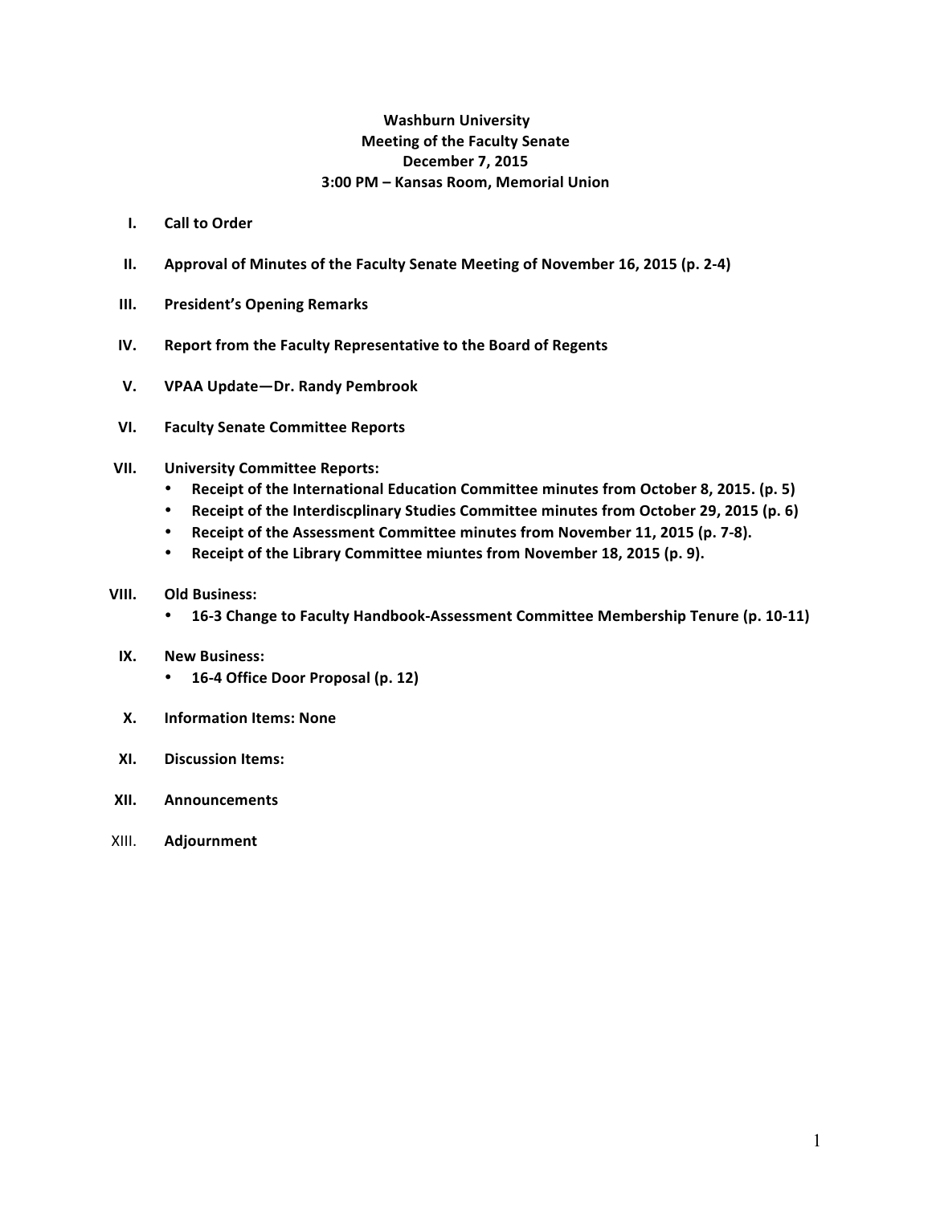**Washburn University**
**Meeting of the Faculty Senate**
**December 7, 2015**
**3:00 PM – Kansas Room, Memorial Union**

I. **Call to Order**

II. **Approval of Minutes of the Faculty Senate Meeting of November 16, 2015 (p. 2-4)**

III. **President's Opening Remarks**

IV. **Report from the Faculty Representative to the Board of Regents**

V. **VPAA Update—Dr. Randy Pembrook**

VI. **Faculty Senate Committee Reports**

VII. **University Committee Reports:**
   - **Receipt of the International Education Committee minutes from October 8, 2015. (p. 5)**
   - **Receipt of the Interdiscplinary Studies Committee minutes from October 29, 2015 (p. 6)**
   - **Receipt of the Assessment Committee minutes from November 11, 2015 (p. 7-8).**
   - **Receipt of the Library Committee miuntes from November 18, 2015 (p. 9).**

VIII. **Old Business:**
   - **16-3 Change to Faculty Handbook-Assessment Committee Membership Tenure (p. 10-11)**

IX. **New Business:**
   - **16-4 Office Door Proposal (p. 12)**

X. **Information Items: None**

XI. **Discussion Items:**

XII. **Announcements**

XIII. **Adjournment**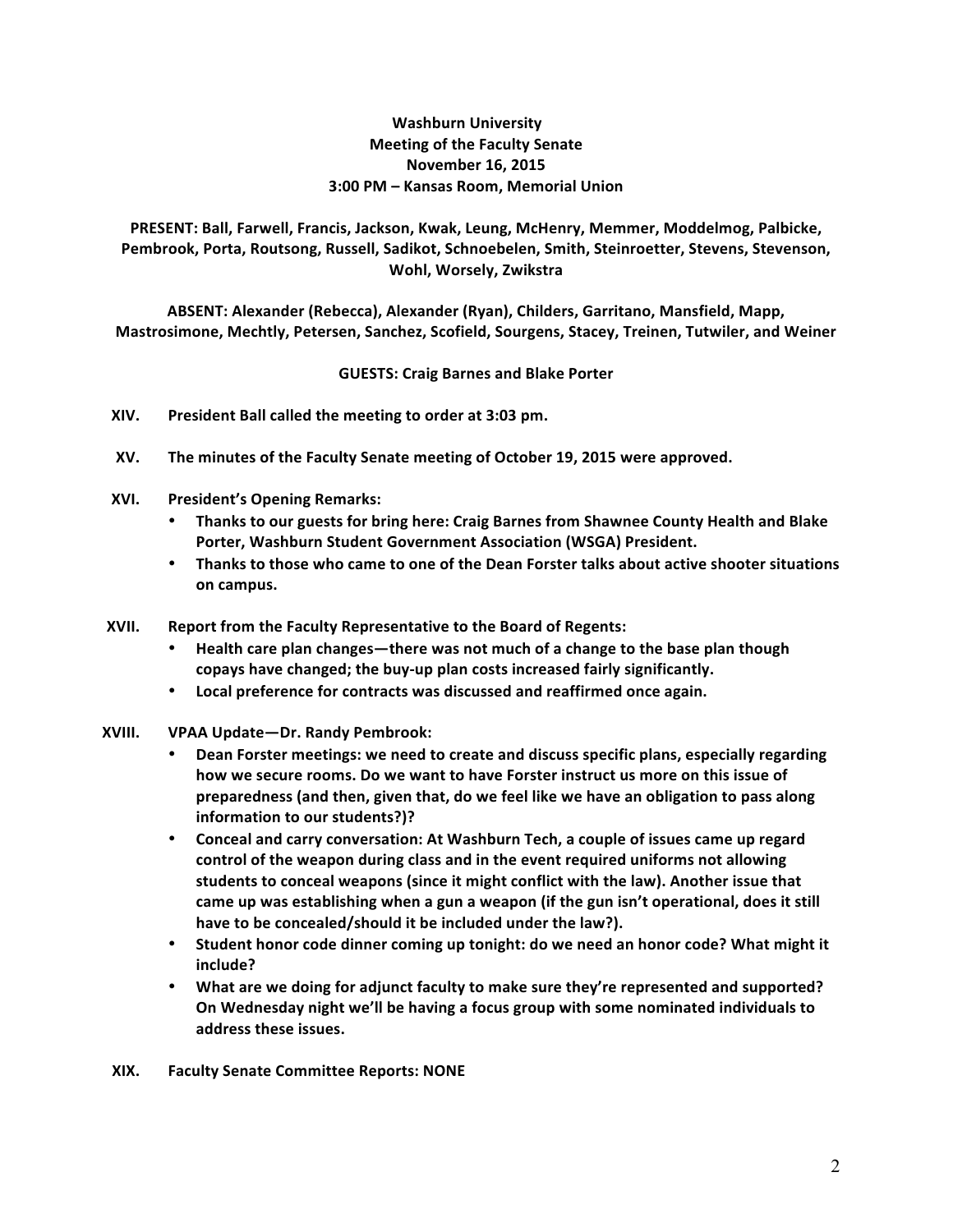**Washburn University**
**Meeting of the Faculty Senate**
**November 16, 2015**
**3:00 PM – Kansas Room, Memorial Union**

**PRESENT: Ball, Farwell, Francis, Jackson, Kwak, Leung, McHenry, Memmer, Moddelmog, Palbicke, Pembrook, Porta, Routsong, Russell, Sadikot, Schnoebelen, Smith, Steinroetter, Stevens, Stevenson, Wohl, Worsely, Zwikstra**

**ABSENT: Alexander (Rebecca), Alexander (Ryan), Childers, Garritano, Mansfield, Mapp, Mastrosimone, Mechtly, Petersen, Sanchez, Scofield, Sourgens, Stacey, Treinen, Tutwiler, and Weiner**

**GUESTS: Craig Barnes and Blake Porter**

**XIV. President Ball called the meeting to order at 3:03 pm.**

**XV. The minutes of the Faculty Senate meeting of October 19, 2015 were approved.**

**XVI. President's Opening Remarks:**

- **Thanks to our guests for bring here: Craig Barnes from Shawnee County Health and Blake Porter, Washburn Student Government Association (WSGA) President.**
- **Thanks to those who came to one of the Dean Forster talks about active shooter situations on campus.**

**XVII. Report from the Faculty Representative to the Board of Regents:**

- **Health care plan changes—there was not much of a change to the base plan though copays have changed; the buy-up plan costs increased fairly significantly.**
- **Local preference for contracts was discussed and reaffirmed once again.**

**XVIII. VPAA Update—Dr. Randy Pembrook:**

- **Dean Forster meetings: we need to create and discuss specific plans, especially regarding how we secure rooms. Do we want to have Forster instruct us more on this issue of preparedness (and then, given that, do we feel like we have an obligation to pass along information to our students?)?**
- **Conceal and carry conversation: At Washburn Tech, a couple of issues came up regard control of the weapon during class and in the event required uniforms not allowing students to conceal weapons (since it might conflict with the law). Another issue that came up was establishing when a gun a weapon (if the gun isn't operational, does it still have to be concealed/should it be included under the law?).**
- **Student honor code dinner coming up tonight: do we need an honor code? What might it include?**
- **What are we doing for adjunct faculty to make sure they're represented and supported? On Wednesday night we'll be having a focus group with some nominated individuals to address these issues.**

**XIX. Faculty Senate Committee Reports: NONE**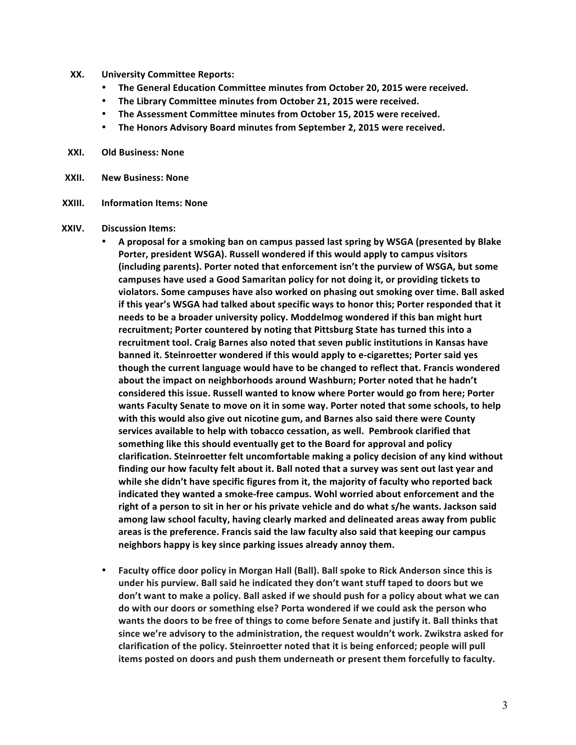**XX. University Committee Reports:**

- **The General Education Committee minutes from October 20, 2015 were received.**
- **The Library Committee minutes from October 21, 2015 were received.**
- **The Assessment Committee minutes from October 15, 2015 were received.**
- **The Honors Advisory Board minutes from September 2, 2015 were received.**

**XXI. Old Business: None**

**XXII. New Business: None**

**XXIII. Information Items: None**

**XXIV. Discussion Items:**

- **A proposal for a smoking ban on campus passed last spring by WSGA (presented by Blake Porter, president WSGA). Russell wondered if this would apply to campus visitors (including parents). Porter noted that enforcement isn't the purview of WSGA, but some campuses have used a Good Samaritan policy for not doing it, or providing tickets to violators. Some campuses have also worked on phasing out smoking over time. Ball asked if this year's WSGA had talked about specific ways to honor this; Porter responded that it needs to be a broader university policy. Moddelmog wondered if this ban might hurt recruitment; Porter countered by noting that Pittsburg State has turned this into a recruitment tool. Craig Barnes also noted that seven public institutions in Kansas have banned it. Steinroetter wondered if this would apply to e-cigarettes; Porter said yes though the current language would have to be changed to reflect that. Francis wondered about the impact on neighborhoods around Washburn; Porter noted that he hadn't considered this issue. Russell wanted to know where Porter would go from here; Porter wants Faculty Senate to move on it in some way. Porter noted that some schools, to help with this would also give out nicotine gum, and Barnes also said there were County services available to help with tobacco cessation, as well. Pembrook clarified that something like this should eventually get to the Board for approval and policy clarification. Steinroetter felt uncomfortable making a policy decision of any kind without finding our how faculty felt about it. Ball noted that a survey was sent out last year and while she didn't have specific figures from it, the majority of faculty who reported back indicated they wanted a smoke-free campus. Wohl worried about enforcement and the right of a person to sit in her or his private vehicle and do what s/he wants. Jackson said among law school faculty, having clearly marked and delineated areas away from public areas is the preference. Francis said the law faculty also said that keeping our campus neighbors happy is key since parking issues already annoy them.**

- **Faculty office door policy in Morgan Hall (Ball). Ball spoke to Rick Anderson since this is under his purview. Ball said he indicated they don't want stuff taped to doors but we don't want to make a policy. Ball asked if we should push for a policy about what we can do with our doors or something else? Porta wondered if we could ask the person who wants the doors to be free of things to come before Senate and justify it. Ball thinks that since we're advisory to the administration, the request wouldn't work. Zwikstra asked for clarification of the policy. Steinroetter noted that it is being enforced; people will pull items posted on doors and push them underneath or present them forcefully to faculty.**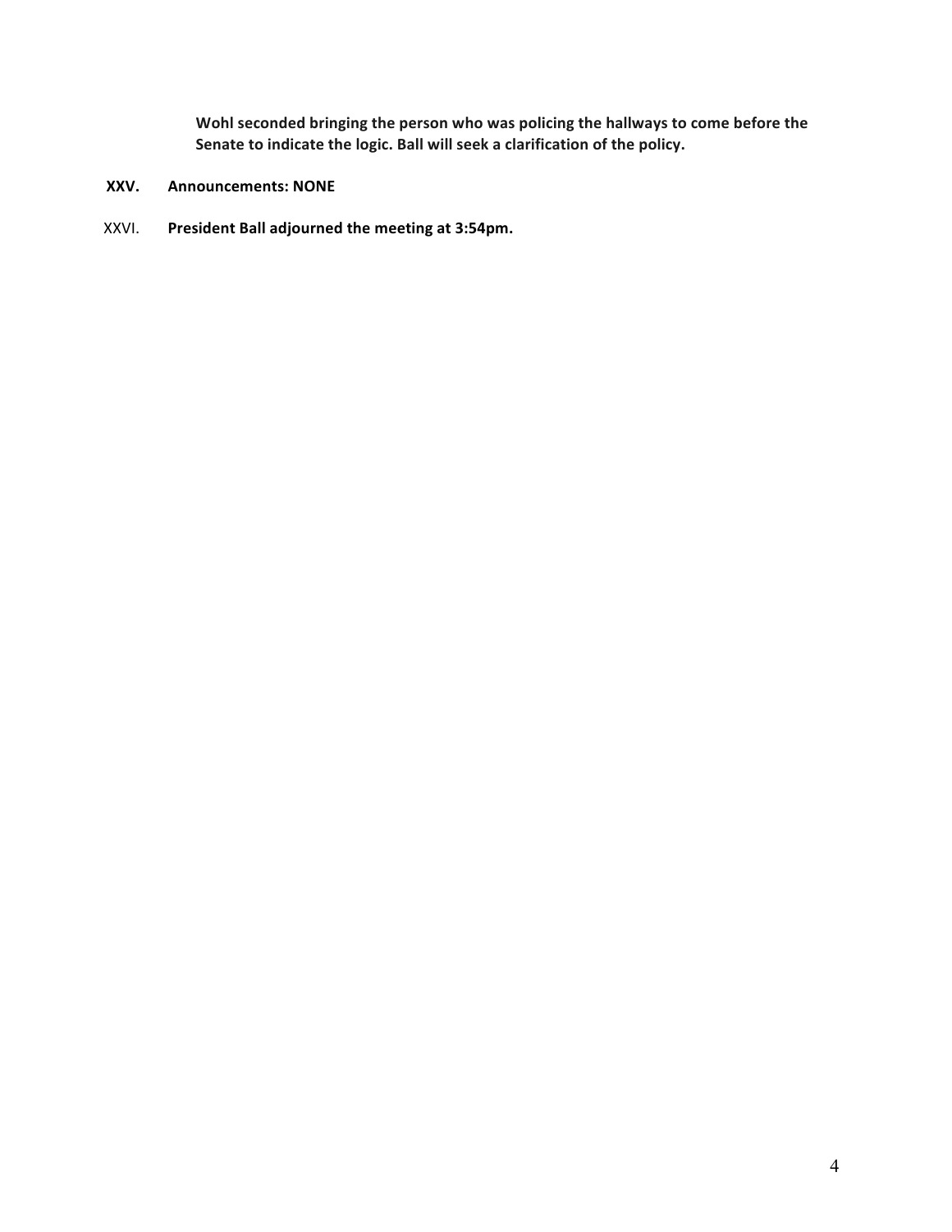**Wohl seconded bringing the person who was policing the hallways to come before the Senate to indicate the logic. Ball will seek a clarification of the policy.**

**XXV. Announcements: NONE**

XXVI. **President Ball adjourned the meeting at 3:54pm.**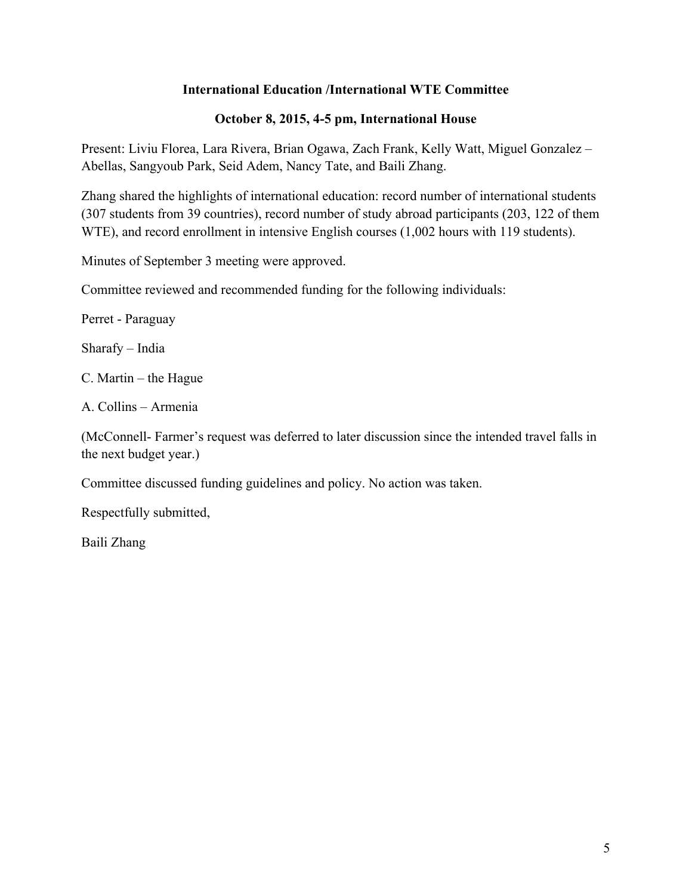**International Education /International WTE Committee**

**October 8, 2015, 4-5 pm, International House**

Present: Liviu Florea, Lara Rivera, Brian Ogawa, Zach Frank, Kelly Watt, Miguel Gonzalez – Abellas, Sangyoub Park, Seid Adem, Nancy Tate, and Baili Zhang.

Zhang shared the highlights of international education: record number of international students (307 students from 39 countries), record number of study abroad participants (203, 122 of them WTE), and record enrollment in intensive English courses (1,002 hours with 119 students).

Minutes of September 3 meeting were approved.

Committee reviewed and recommended funding for the following individuals:

Perret - Paraguay

Sharafy – India

C. Martin – the Hague

A. Collins – Armenia

(McConnell- Farmer's request was deferred to later discussion since the intended travel falls in the next budget year.)

Committee discussed funding guidelines and policy. No action was taken.

Respectfully submitted,

Baili Zhang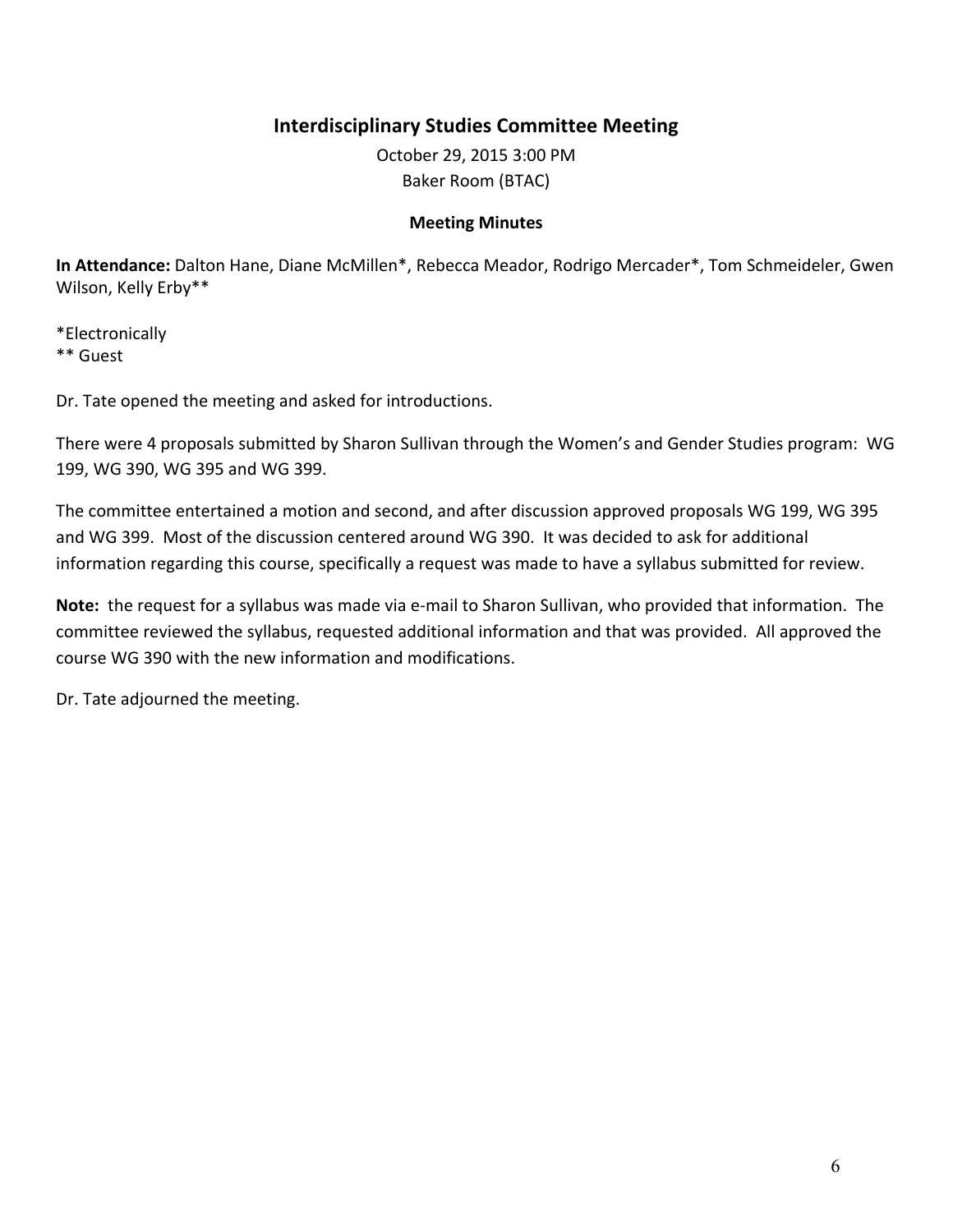## Interdisciplinary Studies Committee Meeting

October 29, 2015 3:00 PM
Baker Room (BTAC)

**Meeting Minutes**

**In Attendance:** Dalton Hane, Diane McMillen*, Rebecca Meador, Rodrigo Mercader*, Tom Schmeideler, Gwen Wilson, Kelly Erby**

*Electronically
** Guest

Dr. Tate opened the meeting and asked for introductions.

There were 4 proposals submitted by Sharon Sullivan through the Women's and Gender Studies program: WG 199, WG 390, WG 395 and WG 399.

The committee entertained a motion and second, and after discussion approved proposals WG 199, WG 395 and WG 399. Most of the discussion centered around WG 390. It was decided to ask for additional information regarding this course, specifically a request was made to have a syllabus submitted for review.

**Note:** the request for a syllabus was made via e-mail to Sharon Sullivan, who provided that information. The committee reviewed the syllabus, requested additional information and that was provided. All approved the course WG 390 with the new information and modifications.

Dr. Tate adjourned the meeting.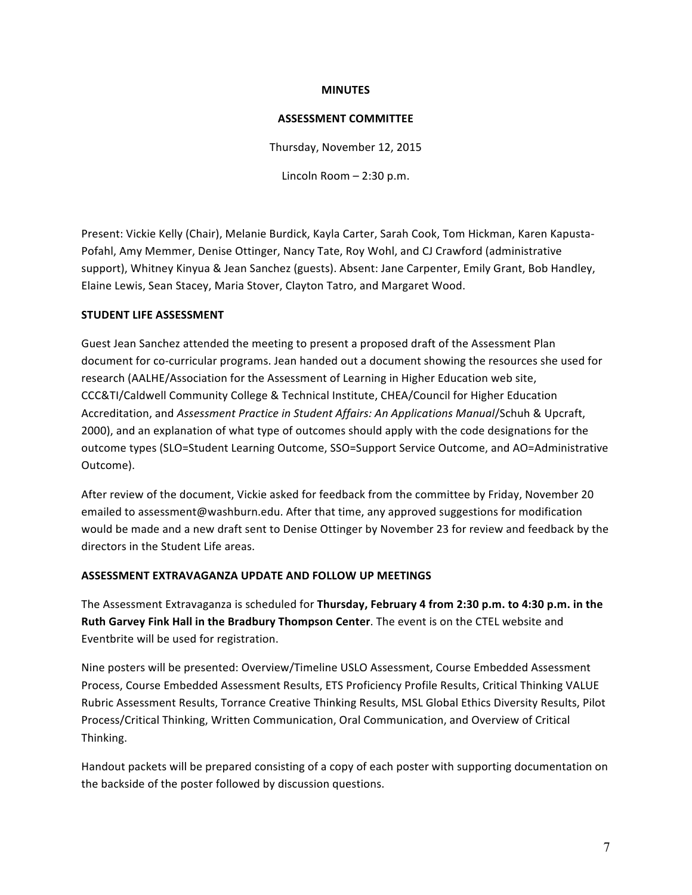**MINUTES**

**ASSESSMENT COMMITTEE**

Thursday, November 12, 2015

Lincoln Room – 2:30 p.m.

Present: Vickie Kelly (Chair), Melanie Burdick, Kayla Carter, Sarah Cook, Tom Hickman, Karen Kapusta-Pofahl, Amy Memmer, Denise Ottinger, Nancy Tate, Roy Wohl, and CJ Crawford (administrative support), Whitney Kinyua & Jean Sanchez (guests). Absent: Jane Carpenter, Emily Grant, Bob Handley, Elaine Lewis, Sean Stacey, Maria Stover, Clayton Tatro, and Margaret Wood.

**STUDENT LIFE ASSESSMENT**

Guest Jean Sanchez attended the meeting to present a proposed draft of the Assessment Plan document for co-curricular programs. Jean handed out a document showing the resources she used for research (AALHE/Association for the Assessment of Learning in Higher Education web site, CCC&TI/Caldwell Community College & Technical Institute, CHEA/Council for Higher Education Accreditation, and *Assessment Practice in Student Affairs: An Applications Manual*/Schuh & Upcraft, 2000), and an explanation of what type of outcomes should apply with the code designations for the outcome types (SLO=Student Learning Outcome, SSO=Support Service Outcome, and AO=Administrative Outcome).

After review of the document, Vickie asked for feedback from the committee by Friday, November 20 emailed to assessment@washburn.edu. After that time, any approved suggestions for modification would be made and a new draft sent to Denise Ottinger by November 23 for review and feedback by the directors in the Student Life areas.

**ASSESSMENT EXTRAVAGANZA UPDATE AND FOLLOW UP MEETINGS**

The Assessment Extravaganza is scheduled for **Thursday, February 4 from 2:30 p.m. to 4:30 p.m. in the Ruth Garvey Fink Hall in the Bradbury Thompson Center**. The event is on the CTEL website and Eventbrite will be used for registration.

Nine posters will be presented: Overview/Timeline USLO Assessment, Course Embedded Assessment Process, Course Embedded Assessment Results, ETS Proficiency Profile Results, Critical Thinking VALUE Rubric Assessment Results, Torrance Creative Thinking Results, MSL Global Ethics Diversity Results, Pilot Process/Critical Thinking, Written Communication, Oral Communication, and Overview of Critical Thinking.

Handout packets will be prepared consisting of a copy of each poster with supporting documentation on the backside of the poster followed by discussion questions.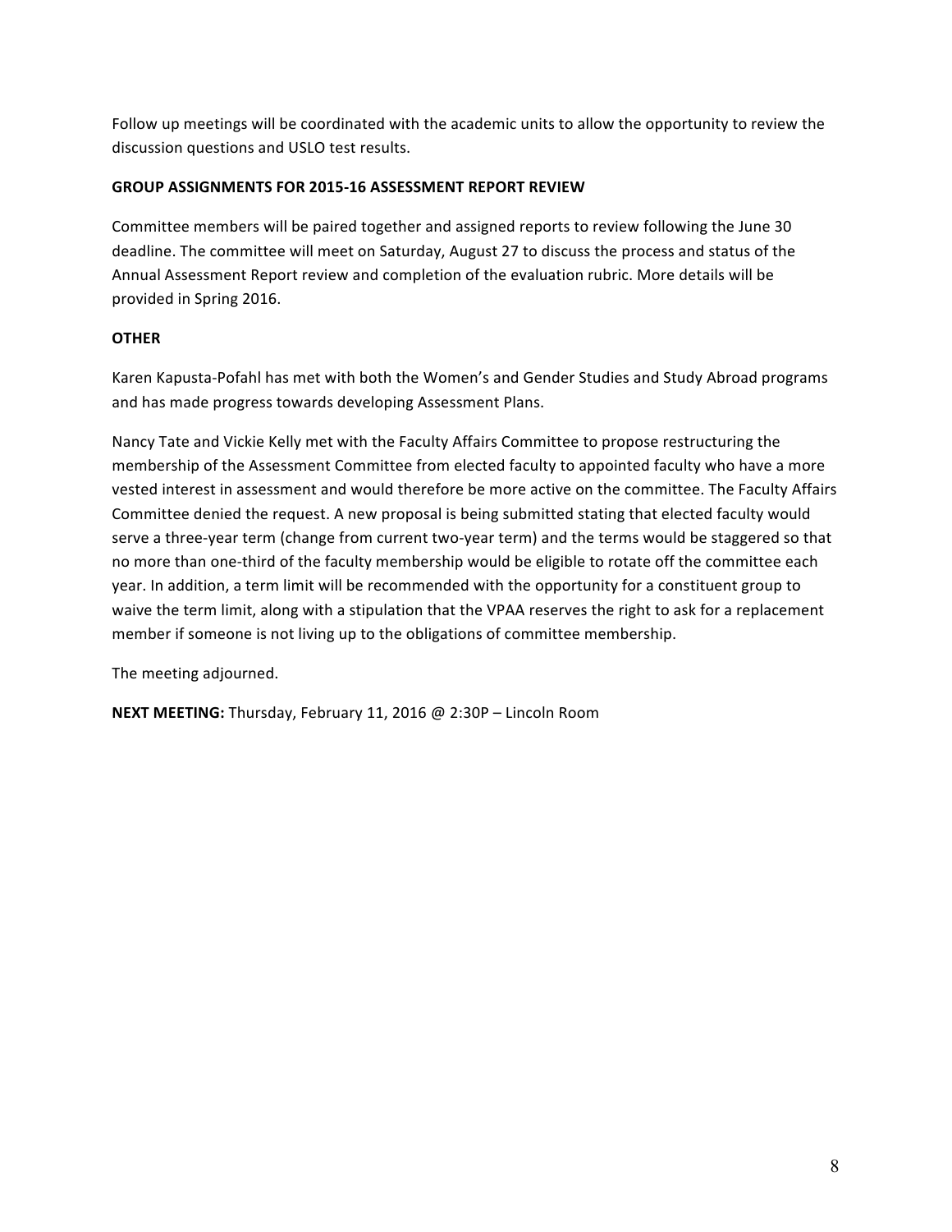Follow up meetings will be coordinated with the academic units to allow the opportunity to review the discussion questions and USLO test results.

**GROUP ASSIGNMENTS FOR 2015-16 ASSESSMENT REPORT REVIEW**

Committee members will be paired together and assigned reports to review following the June 30 deadline. The committee will meet on Saturday, August 27 to discuss the process and status of the Annual Assessment Report review and completion of the evaluation rubric. More details will be provided in Spring 2016.

**OTHER**

Karen Kapusta-Pofahl has met with both the Women's and Gender Studies and Study Abroad programs and has made progress towards developing Assessment Plans.

Nancy Tate and Vickie Kelly met with the Faculty Affairs Committee to propose restructuring the membership of the Assessment Committee from elected faculty to appointed faculty who have a more vested interest in assessment and would therefore be more active on the committee. The Faculty Affairs Committee denied the request. A new proposal is being submitted stating that elected faculty would serve a three-year term (change from current two-year term) and the terms would be staggered so that no more than one-third of the faculty membership would be eligible to rotate off the committee each year. In addition, a term limit will be recommended with the opportunity for a constituent group to waive the term limit, along with a stipulation that the VPAA reserves the right to ask for a replacement member if someone is not living up to the obligations of committee membership.

The meeting adjourned.

**NEXT MEETING:** Thursday, February 11, 2016 @ 2:30P – Lincoln Room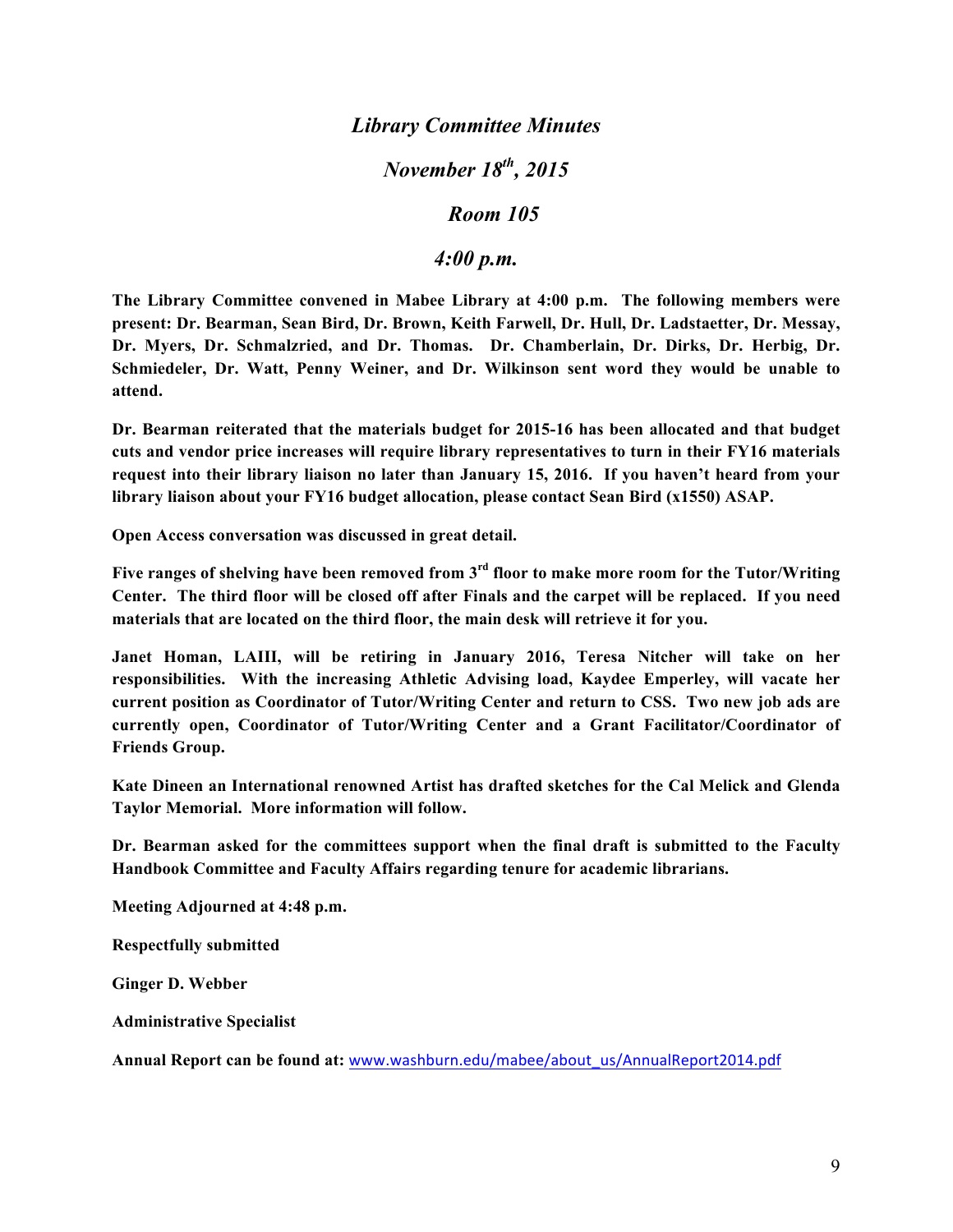# *Library Committee Minutes*

## *November 18th, 2015*

## *Room 105*

## *4:00 p.m.*

**The Library Committee convened in Mabee Library at 4:00 p.m. The following members were present: Dr. Bearman, Sean Bird, Dr. Brown, Keith Farwell, Dr. Hull, Dr. Ladstaetter, Dr. Messay, Dr. Myers, Dr. Schmalzried, and Dr. Thomas. Dr. Chamberlain, Dr. Dirks, Dr. Herbig, Dr. Schmiedeler, Dr. Watt, Penny Weiner, and Dr. Wilkinson sent word they would be unable to attend.**

**Dr. Bearman reiterated that the materials budget for 2015-16 has been allocated and that budget cuts and vendor price increases will require library representatives to turn in their FY16 materials request into their library liaison no later than January 15, 2016. If you haven't heard from your library liaison about your FY16 budget allocation, please contact Sean Bird (x1550) ASAP.**

**Open Access conversation was discussed in great detail.**

**Five ranges of shelving have been removed from 3rd floor to make more room for the Tutor/Writing Center. The third floor will be closed off after Finals and the carpet will be replaced. If you need materials that are located on the third floor, the main desk will retrieve it for you.**

**Janet Homan, LAIII, will be retiring in January 2016, Teresa Nitcher will take on her responsibilities. With the increasing Athletic Advising load, Kaydee Emperley, will vacate her current position as Coordinator of Tutor/Writing Center and return to CSS. Two new job ads are currently open, Coordinator of Tutor/Writing Center and a Grant Facilitator/Coordinator of Friends Group.**

**Kate Dineen an International renowned Artist has drafted sketches for the Cal Melick and Glenda Taylor Memorial. More information will follow.**

**Dr. Bearman asked for the committees support when the final draft is submitted to the Faculty Handbook Committee and Faculty Affairs regarding tenure for academic librarians.**

**Meeting Adjourned at 4:48 p.m.**

**Respectfully submitted**

**Ginger D. Webber**

**Administrative Specialist**

**Annual Report can be found at:** www.washburn.edu/mabee/about_us/AnnualReport2014.pdf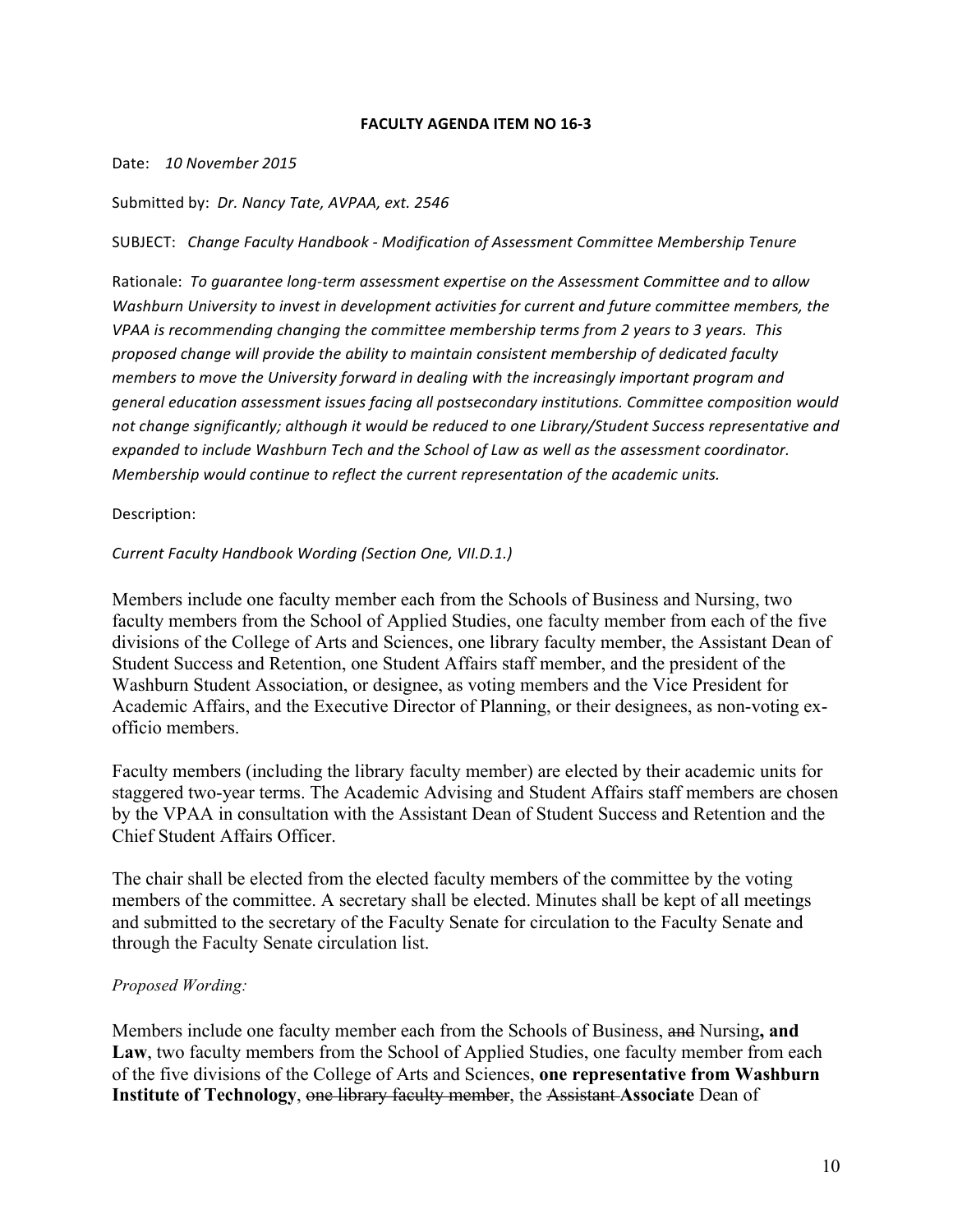**FACULTY AGENDA ITEM NO 16-3**

Date: *10 November 2015*

Submitted by: *Dr. Nancy Tate, AVPAA, ext. 2546*

SUBJECT: *Change Faculty Handbook - Modification of Assessment Committee Membership Tenure*

Rationale: *To guarantee long-term assessment expertise on the Assessment Committee and to allow Washburn University to invest in development activities for current and future committee members, the VPAA is recommending changing the committee membership terms from 2 years to 3 years. This proposed change will provide the ability to maintain consistent membership of dedicated faculty members to move the University forward in dealing with the increasingly important program and general education assessment issues facing all postsecondary institutions. Committee composition would not change significantly; although it would be reduced to one Library/Student Success representative and expanded to include Washburn Tech and the School of Law as well as the assessment coordinator. Membership would continue to reflect the current representation of the academic units.*

Description:

*Current Faculty Handbook Wording (Section One, VII.D.1.)*

Members include one faculty member each from the Schools of Business and Nursing, two faculty members from the School of Applied Studies, one faculty member from each of the five divisions of the College of Arts and Sciences, one library faculty member, the Assistant Dean of Student Success and Retention, one Student Affairs staff member, and the president of the Washburn Student Association, or designee, as voting members and the Vice President for Academic Affairs, and the Executive Director of Planning, or their designees, as non-voting ex-officio members.

Faculty members (including the library faculty member) are elected by their academic units for staggered two-year terms. The Academic Advising and Student Affairs staff members are chosen by the VPAA in consultation with the Assistant Dean of Student Success and Retention and the Chief Student Affairs Officer.

The chair shall be elected from the elected faculty members of the committee by the voting members of the committee. A secretary shall be elected. Minutes shall be kept of all meetings and submitted to the secretary of the Faculty Senate for circulation to the Faculty Senate and through the Faculty Senate circulation list.

*Proposed Wording:*

Members include one faculty member each from the Schools of Business, ~~and~~ Nursing**, and Law**, two faculty members from the School of Applied Studies, one faculty member from each of the five divisions of the College of Arts and Sciences, **one representative from Washburn Institute of Technology**, ~~one library faculty member~~, the ~~Assistant~~ **Associate** Dean of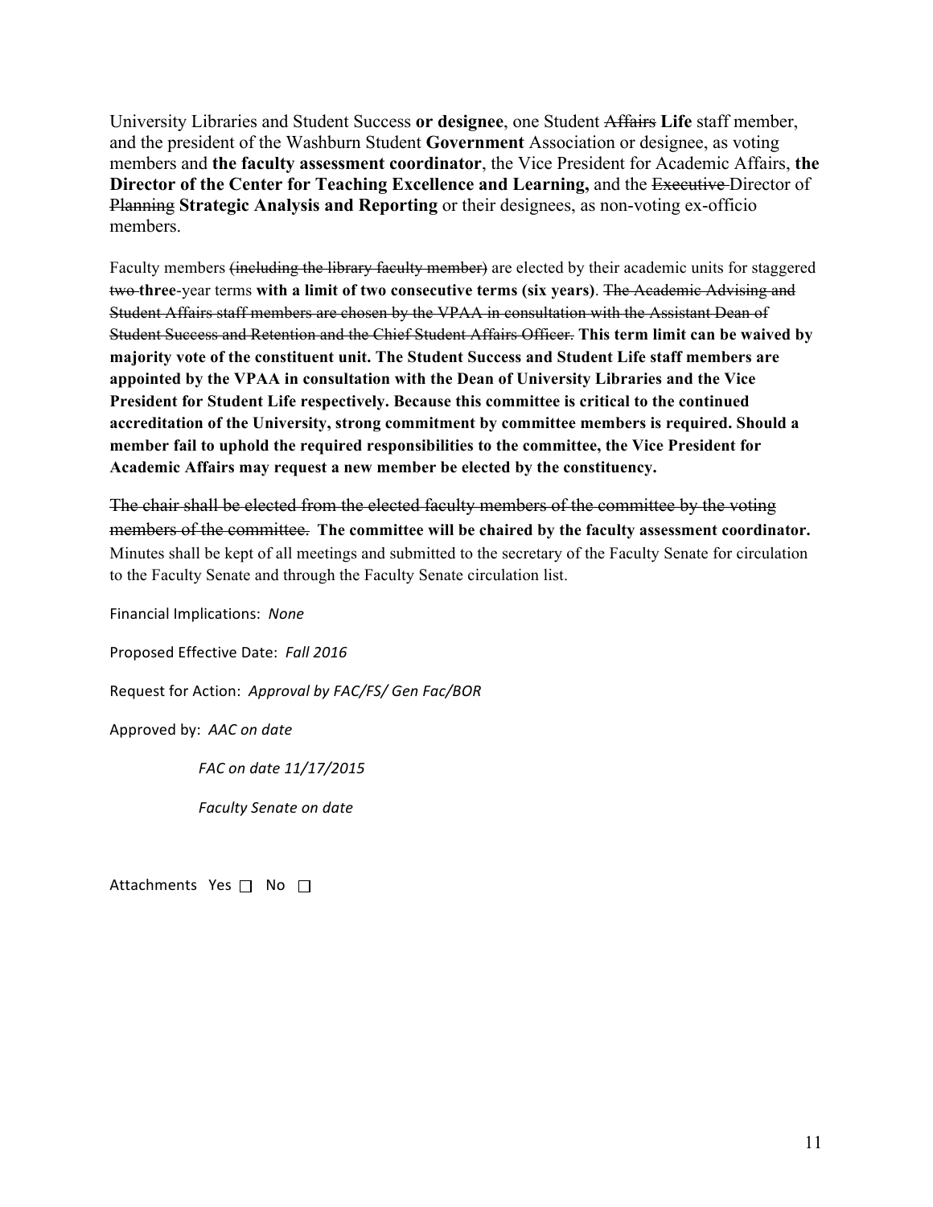University Libraries and Student Success **or designee**, one Student ~~Affairs~~ **Life** staff member, and the president of the Washburn Student **Government** Association or designee, as voting members and **the faculty assessment coordinator**, the Vice President for Academic Affairs, **the Director of the Center for Teaching Excellence and Learning,** and the ~~Executive~~ Director of ~~Planning~~ **Strategic Analysis and Reporting** or their designees, as non-voting ex-officio members.

Faculty members ~~(including the library faculty member)~~ are elected by their academic units for staggered ~~two~~ **three**-year terms **with a limit of two consecutive terms (six years)**. ~~The Academic Advising and Student Affairs staff members are chosen by the VPAA in consultation with the Assistant Dean of Student Success and Retention and the Chief Student Affairs Officer.~~ **This term limit can be waived by majority vote of the constituent unit. The Student Success and Student Life staff members are appointed by the VPAA in consultation with the Dean of University Libraries and the Vice President for Student Life respectively. Because this committee is critical to the continued accreditation of the University, strong commitment by committee members is required. Should a member fail to uphold the required responsibilities to the committee, the Vice President for Academic Affairs may request a new member be elected by the constituency.**

~~The chair shall be elected from the elected faculty members of the committee by the voting members of the committee.~~ **The committee will be chaired by the faculty assessment coordinator.** Minutes shall be kept of all meetings and submitted to the secretary of the Faculty Senate for circulation to the Faculty Senate and through the Faculty Senate circulation list.

Financial Implications: *None*

Proposed Effective Date: *Fall 2016*

Request for Action: *Approval by FAC/FS/ Gen Fac/BOR*

Approved by: *AAC on date*

*FAC on date 11/17/2015*

*Faculty Senate on date*

Attachments Yes ☐ No ☐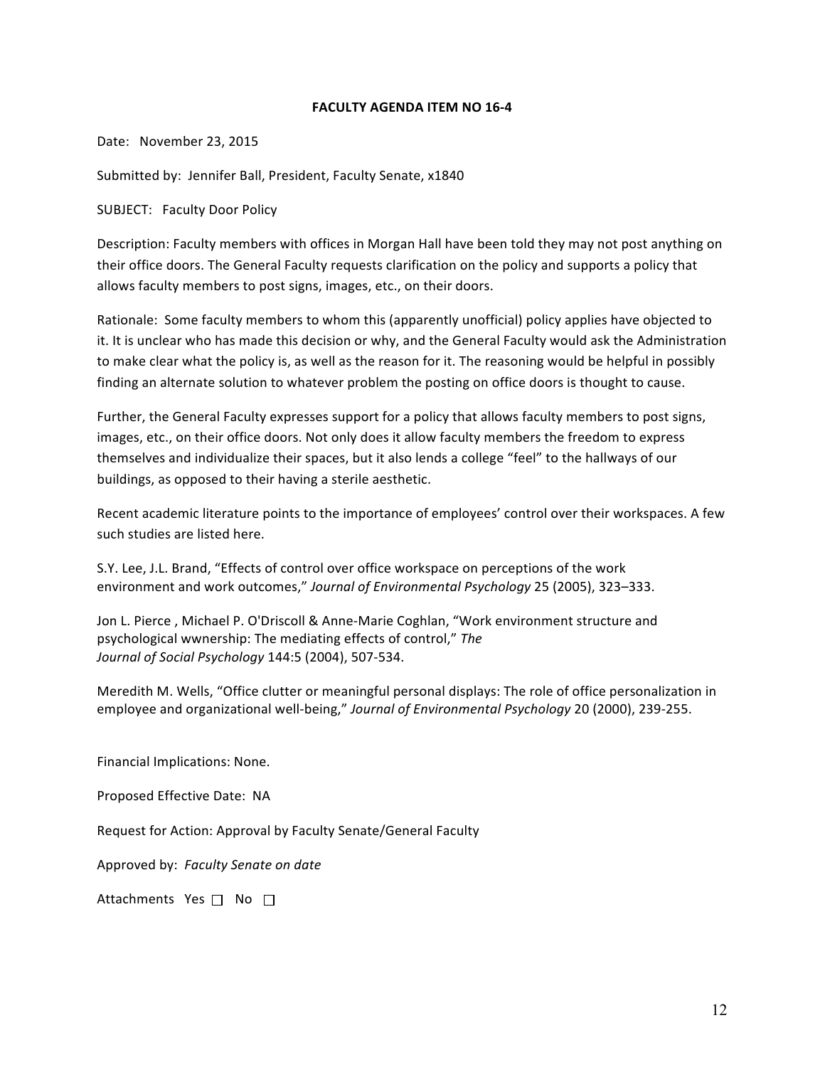**FACULTY AGENDA ITEM NO 16-4**

Date: November 23, 2015

Submitted by: Jennifer Ball, President, Faculty Senate, x1840

SUBJECT: Faculty Door Policy

Description: Faculty members with offices in Morgan Hall have been told they may not post anything on their office doors. The General Faculty requests clarification on the policy and supports a policy that allows faculty members to post signs, images, etc., on their doors.

Rationale: Some faculty members to whom this (apparently unofficial) policy applies have objected to it. It is unclear who has made this decision or why, and the General Faculty would ask the Administration to make clear what the policy is, as well as the reason for it. The reasoning would be helpful in possibly finding an alternate solution to whatever problem the posting on office doors is thought to cause.

Further, the General Faculty expresses support for a policy that allows faculty members to post signs, images, etc., on their office doors. Not only does it allow faculty members the freedom to express themselves and individualize their spaces, but it also lends a college "feel" to the hallways of our buildings, as opposed to their having a sterile aesthetic.

Recent academic literature points to the importance of employees' control over their workspaces. A few such studies are listed here.

S.Y. Lee, J.L. Brand, "Effects of control over office workspace on perceptions of the work environment and work outcomes," *Journal of Environmental Psychology* 25 (2005), 323–333.

Jon L. Pierce , Michael P. O'Driscoll & Anne-Marie Coghlan, "Work environment structure and psychological wwnership: The mediating effects of control," *The Journal of Social Psychology* 144:5 (2004), 507-534.

Meredith M. Wells, "Office clutter or meaningful personal displays: The role of office personalization in employee and organizational well-being," *Journal of Environmental Psychology* 20 (2000), 239-255.

Financial Implications: None.

Proposed Effective Date: NA

Request for Action: Approval by Faculty Senate/General Faculty

Approved by: *Faculty Senate on date*

Attachments Yes ☐ No ☐